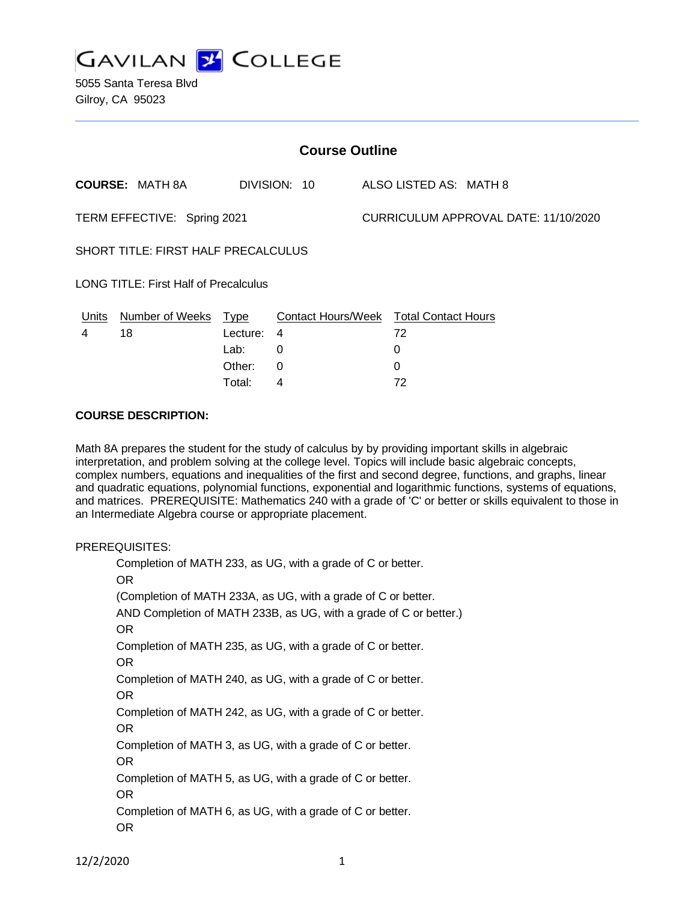# GAVILAN COLLEGE

5055 Santa Teresa Blvd
Gilroy, CA 95023

## Course Outline

**COURSE:** MATH 8A DIVISION: 10 ALSO LISTED AS: MATH 8

TERM EFFECTIVE: Spring 2021 CURRICULUM APPROVAL DATE: 11/10/2020

SHORT TITLE: FIRST HALF PRECALCULUS

LONG TITLE: First Half of Precalculus

| Units | Number of Weeks | Type | Contact Hours/Week | Total Contact Hours |
|---|---|---|---|---|
| 4 | 18 | Lecture: | 4 | 72 |
| | | Lab: | 0 | 0 |
| | | Other: | 0 | 0 |
| | | Total: | 4 | 72 |

**COURSE DESCRIPTION:**

Math 8A prepares the student for the study of calculus by by providing important skills in algebraic interpretation, and problem solving at the college level. Topics will include basic algebraic concepts, complex numbers, equations and inequalities of the first and second degree, functions, and graphs, linear and quadratic equations, polynomial functions, exponential and logarithmic functions, systems of equations, and matrices. PREREQUISITE: Mathematics 240 with a grade of 'C' or better or skills equivalent to those in an Intermediate Algebra course or appropriate placement.

PREREQUISITES:

Completion of MATH 233, as UG, with a grade of C or better.
OR
(Completion of MATH 233A, as UG, with a grade of C or better.
AND Completion of MATH 233B, as UG, with a grade of C or better.)
OR
Completion of MATH 235, as UG, with a grade of C or better.
OR
Completion of MATH 240, as UG, with a grade of C or better.
OR
Completion of MATH 242, as UG, with a grade of C or better.
OR
Completion of MATH 3, as UG, with a grade of C or better.
OR
Completion of MATH 5, as UG, with a grade of C or better.
OR
Completion of MATH 6, as UG, with a grade of C or better.
OR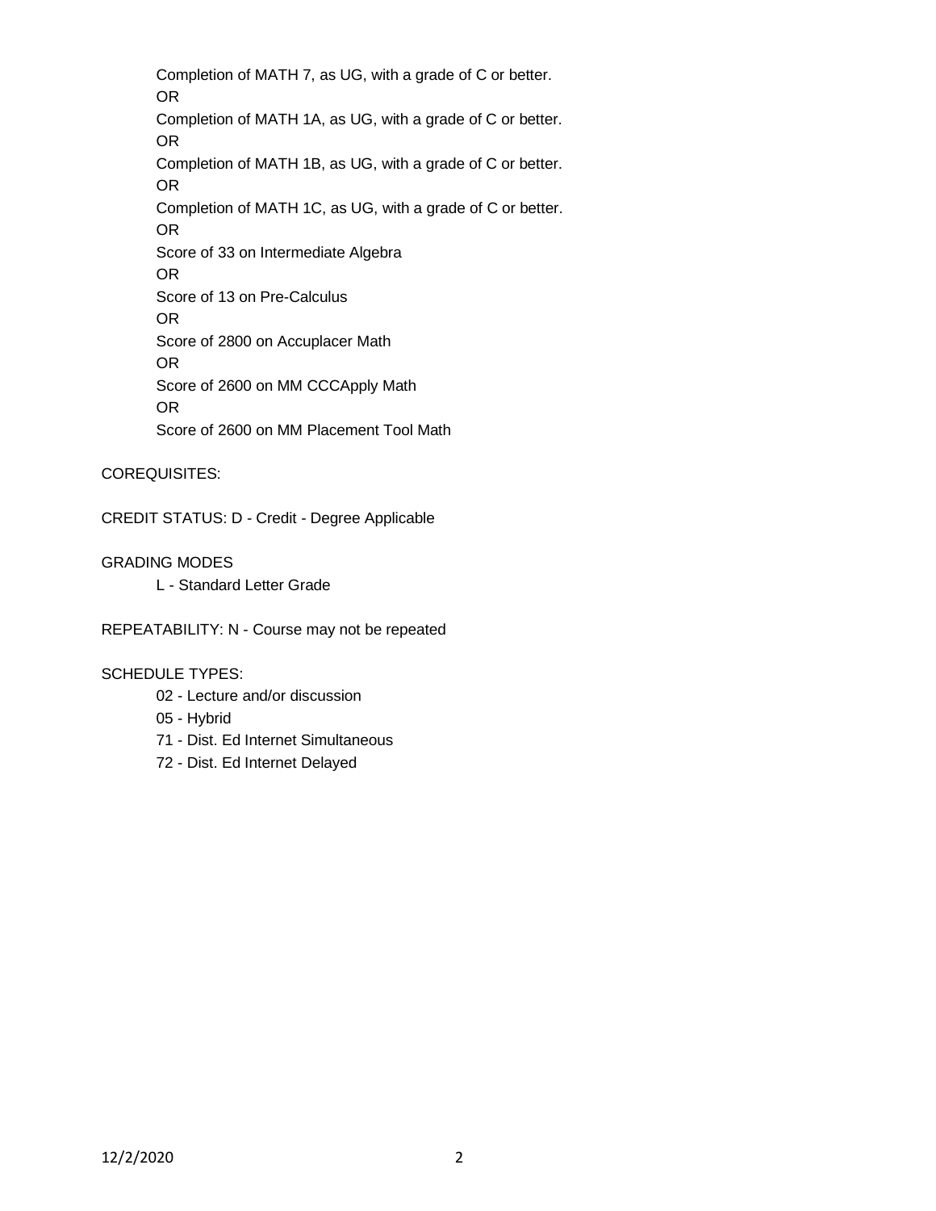Completion of MATH 7, as UG, with a grade of C or better.
OR
Completion of MATH 1A, as UG, with a grade of C or better.
OR
Completion of MATH 1B, as UG, with a grade of C or better.
OR
Completion of MATH 1C, as UG, with a grade of C or better.
OR
Score of 33 on Intermediate Algebra
OR
Score of 13 on Pre-Calculus
OR
Score of 2800 on Accuplacer Math
OR
Score of 2600 on MM CCCApply Math
OR
Score of 2600 on MM Placement Tool Math

COREQUISITES:

CREDIT STATUS: D - Credit - Degree Applicable

GRADING MODES

L - Standard Letter Grade

REPEATABILITY: N - Course may not be repeated

SCHEDULE TYPES:

02 - Lecture and/or discussion
05 - Hybrid
71 - Dist. Ed Internet Simultaneous
72 - Dist. Ed Internet Delayed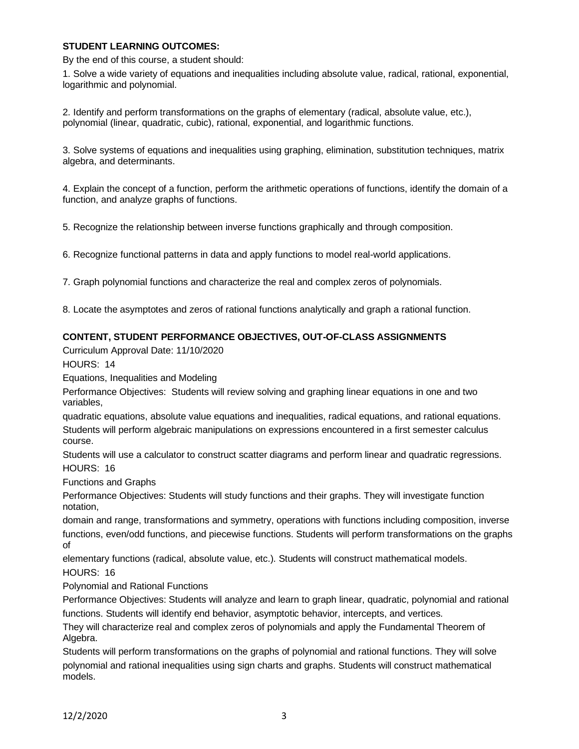**STUDENT LEARNING OUTCOMES:**

By the end of this course, a student should:

1. Solve a wide variety of equations and inequalities including absolute value, radical, rational, exponential, logarithmic and polynomial.

2. Identify and perform transformations on the graphs of elementary (radical, absolute value, etc.), polynomial (linear, quadratic, cubic), rational, exponential, and logarithmic functions.

3. Solve systems of equations and inequalities using graphing, elimination, substitution techniques, matrix algebra, and determinants.

4. Explain the concept of a function, perform the arithmetic operations of functions, identify the domain of a function, and analyze graphs of functions.

5. Recognize the relationship between inverse functions graphically and through composition.

6. Recognize functional patterns in data and apply functions to model real-world applications.

7. Graph polynomial functions and characterize the real and complex zeros of polynomials.

8. Locate the asymptotes and zeros of rational functions analytically and graph a rational function.

**CONTENT, STUDENT PERFORMANCE OBJECTIVES, OUT-OF-CLASS ASSIGNMENTS**

Curriculum Approval Date: 11/10/2020

HOURS: 14

Equations, Inequalities and Modeling

Performance Objectives: Students will review solving and graphing linear equations in one and two variables,
quadratic equations, absolute value equations and inequalities, radical equations, and rational equations.
Students will perform algebraic manipulations on expressions encountered in a first semester calculus course.
Students will use a calculator to construct scatter diagrams and perform linear and quadratic regressions.

HOURS: 16

Functions and Graphs

Performance Objectives: Students will study functions and their graphs. They will investigate function notation,
domain and range, transformations and symmetry, operations with functions including composition, inverse functions, even/odd functions, and piecewise functions. Students will perform transformations on the graphs of
elementary functions (radical, absolute value, etc.). Students will construct mathematical models.

HOURS: 16

Polynomial and Rational Functions

Performance Objectives: Students will analyze and learn to graph linear, quadratic, polynomial and rational functions. Students will identify end behavior, asymptotic behavior, intercepts, and vertices.
They will characterize real and complex zeros of polynomials and apply the Fundamental Theorem of Algebra.
Students will perform transformations on the graphs of polynomial and rational functions. They will solve polynomial and rational inequalities using sign charts and graphs. Students will construct mathematical models.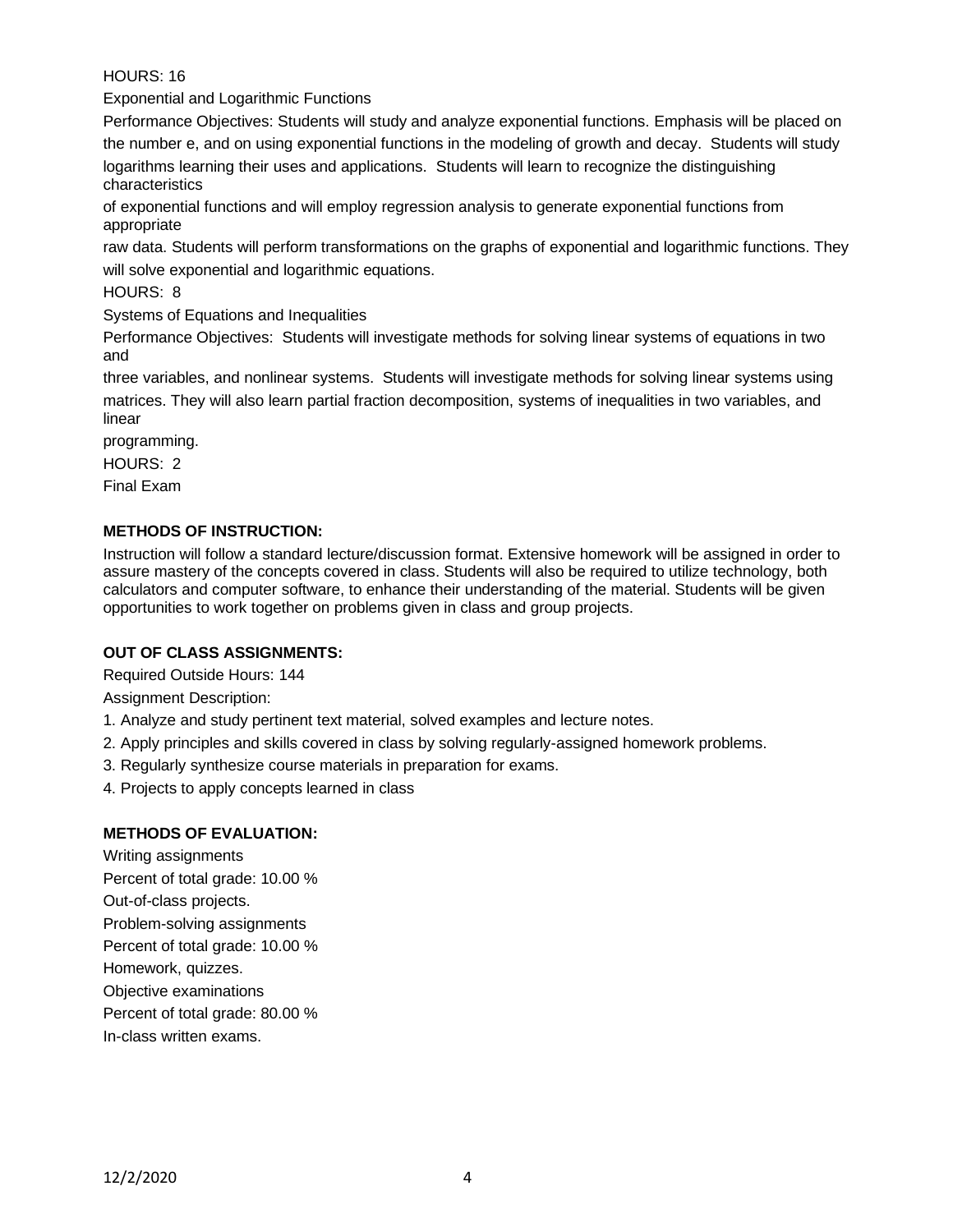HOURS: 16

Exponential and Logarithmic Functions

Performance Objectives: Students will study and analyze exponential functions. Emphasis will be placed on the number e, and on using exponential functions in the modeling of growth and decay. Students will study logarithms learning their uses and applications. Students will learn to recognize the distinguishing characteristics of exponential functions and will employ regression analysis to generate exponential functions from appropriate raw data. Students will perform transformations on the graphs of exponential and logarithmic functions. They will solve exponential and logarithmic equations.

HOURS: 8

Systems of Equations and Inequalities

Performance Objectives: Students will investigate methods for solving linear systems of equations in two and three variables, and nonlinear systems. Students will investigate methods for solving linear systems using matrices. They will also learn partial fraction decomposition, systems of inequalities in two variables, and linear programming.

HOURS: 2

Final Exam

**METHODS OF INSTRUCTION:**

Instruction will follow a standard lecture/discussion format. Extensive homework will be assigned in order to assure mastery of the concepts covered in class. Students will also be required to utilize technology, both calculators and computer software, to enhance their understanding of the material. Students will be given opportunities to work together on problems given in class and group projects.

**OUT OF CLASS ASSIGNMENTS:**

Required Outside Hours: 144

Assignment Description:

1. Analyze and study pertinent text material, solved examples and lecture notes.
2. Apply principles and skills covered in class by solving regularly-assigned homework problems.
3. Regularly synthesize course materials in preparation for exams.
4. Projects to apply concepts learned in class

**METHODS OF EVALUATION:**

Writing assignments

Percent of total grade: 10.00 %

Out-of-class projects.

Problem-solving assignments

Percent of total grade: 10.00 %

Homework, quizzes.

Objective examinations

Percent of total grade: 80.00 %

In-class written exams.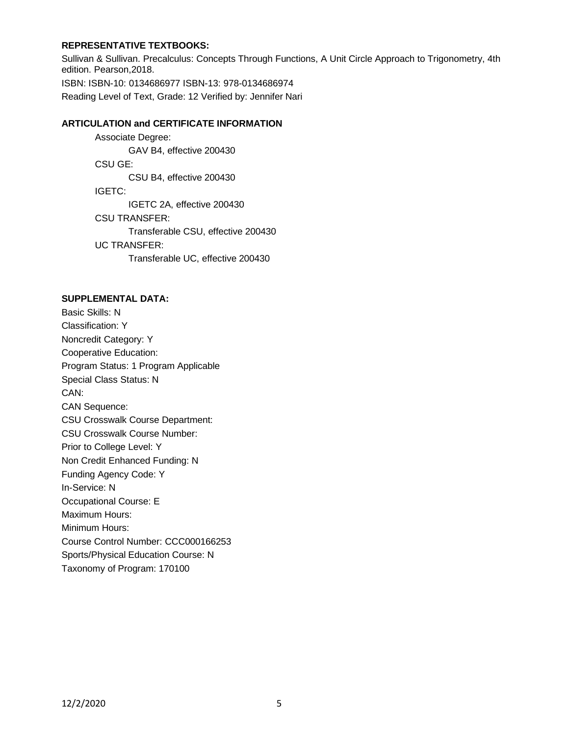**REPRESENTATIVE TEXTBOOKS:**

Sullivan & Sullivan. Precalculus: Concepts Through Functions, A Unit Circle Approach to Trigonometry, 4th edition. Pearson,2018.

ISBN: ISBN-10: 0134686977 ISBN-13: 978-0134686974

Reading Level of Text, Grade: 12 Verified by: Jennifer Nari

**ARTICULATION and CERTIFICATE INFORMATION**

Associate Degree:
- GAV B4, effective 200430

CSU GE:
- CSU B4, effective 200430

IGETC:
- IGETC 2A, effective 200430

CSU TRANSFER:
- Transferable CSU, effective 200430

UC TRANSFER:
- Transferable UC, effective 200430

**SUPPLEMENTAL DATA:**

Basic Skills: N
Classification: Y
Noncredit Category: Y
Cooperative Education:
Program Status: 1 Program Applicable
Special Class Status: N
CAN:
CAN Sequence:
CSU Crosswalk Course Department:
CSU Crosswalk Course Number:
Prior to College Level: Y
Non Credit Enhanced Funding: N
Funding Agency Code: Y
In-Service: N
Occupational Course: E
Maximum Hours:
Minimum Hours:
Course Control Number: CCC000166253
Sports/Physical Education Course: N
Taxonomy of Program: 170100